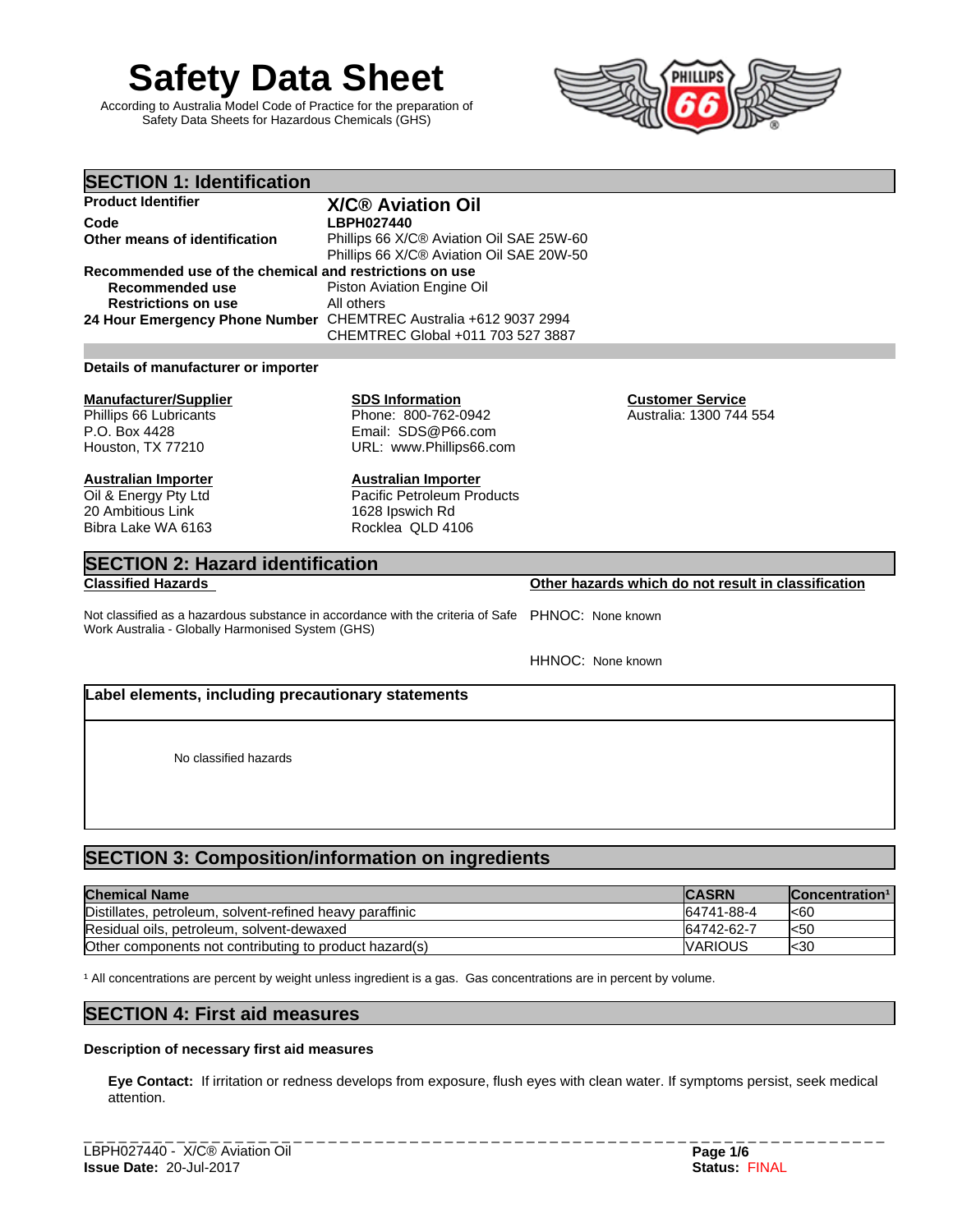# Safety Data Sheet

According to Australia Model Code of Practice for the preparation of Safety Data Sheets for Hazardous Chemicals (GHS)

## SECTION 1: Identification

**Product Identifier** **X/C® Aviation Oil**

**Code** **LBPH027440**

**Other means of identification** Phillips 66 X/C® Aviation Oil SAE 25W-60
Phillips 66 X/C® Aviation Oil SAE 20W-50

**Recommended use of the chemical and restrictions on use**

**Recommended use** Piston Aviation Engine Oil

**Restrictions on use** All others

**24 Hour Emergency Phone Number** CHEMTREC Australia +612 9037 2994
CHEMTREC Global +011 703 527 3887

**Details of manufacturer or importer**

**Manufacturer/Supplier**
Phillips 66 Lubricants
P.O. Box 4428
Houston, TX 77210

**SDS Information**
Phone: 800-762-0942
Email: SDS@P66.com
URL: www.Phillips66.com

**Customer Service**
Australia: 1300 744 554

**Australian Importer**
Oil & Energy Pty Ltd
20 Ambitious Link
Bibra Lake WA 6163

**Australian Importer**
Pacific Petroleum Products
1628 Ipswich Rd
Rocklea QLD 4106

## SECTION 2: Hazard identification

**Classified Hazards**

Not classified as a hazardous substance in accordance with the criteria of Safe Work Australia - Globally Harmonised System (GHS)

**Other hazards which do not result in classification**

PHNOC: None known

HHNOC: None known

**Label elements, including precautionary statements**

No classified hazards

## SECTION 3: Composition/information on ingredients

| Chemical Name | CASRN | Concentration[1] |
|---|---|---|
| Distillates, petroleum, solvent-refined heavy paraffinic | 64741-88-4 | <60 |
| Residual oils, petroleum, solvent-dewaxed | 64742-62-7 | <50 |
| Other components not contributing to product hazard(s) | VARIOUS | <30 |

[1] All concentrations are percent by weight unless ingredient is a gas. Gas concentrations are in percent by volume.

## SECTION 4: First aid measures

**Description of necessary first aid measures**

**Eye Contact:** If irritation or redness develops from exposure, flush eyes with clean water. If symptoms persist, seek medical attention.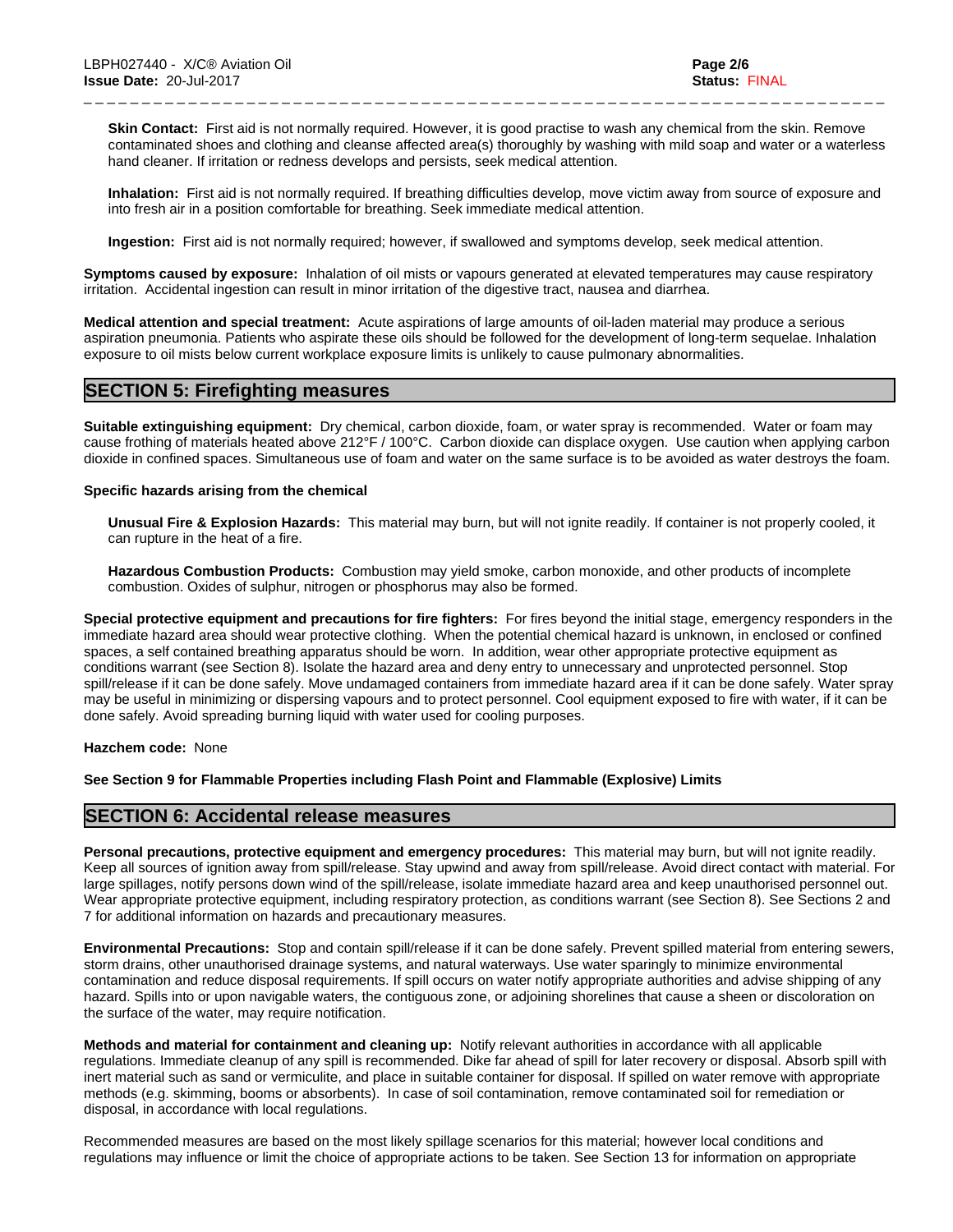**Skin Contact:** First aid is not normally required. However, it is good practise to wash any chemical from the skin. Remove contaminated shoes and clothing and cleanse affected area(s) thoroughly by washing with mild soap and water or a waterless hand cleaner. If irritation or redness develops and persists, seek medical attention.

**Inhalation:** First aid is not normally required. If breathing difficulties develop, move victim away from source of exposure and into fresh air in a position comfortable for breathing. Seek immediate medical attention.

**Ingestion:** First aid is not normally required; however, if swallowed and symptoms develop, seek medical attention.

**Symptoms caused by exposure:** Inhalation of oil mists or vapours generated at elevated temperatures may cause respiratory irritation. Accidental ingestion can result in minor irritation of the digestive tract, nausea and diarrhea.

**Medical attention and special treatment:** Acute aspirations of large amounts of oil-laden material may produce a serious aspiration pneumonia. Patients who aspirate these oils should be followed for the development of long-term sequelae. Inhalation exposure to oil mists below current workplace exposure limits is unlikely to cause pulmonary abnormalities.

## SECTION 5: Firefighting measures

**Suitable extinguishing equipment:** Dry chemical, carbon dioxide, foam, or water spray is recommended. Water or foam may cause frothing of materials heated above 212°F / 100°C. Carbon dioxide can displace oxygen. Use caution when applying carbon dioxide in confined spaces. Simultaneous use of foam and water on the same surface is to be avoided as water destroys the foam.

**Specific hazards arising from the chemical**

**Unusual Fire & Explosion Hazards:** This material may burn, but will not ignite readily. If container is not properly cooled, it can rupture in the heat of a fire.

**Hazardous Combustion Products:** Combustion may yield smoke, carbon monoxide, and other products of incomplete combustion. Oxides of sulphur, nitrogen or phosphorus may also be formed.

**Special protective equipment and precautions for fire fighters:** For fires beyond the initial stage, emergency responders in the immediate hazard area should wear protective clothing. When the potential chemical hazard is unknown, in enclosed or confined spaces, a self contained breathing apparatus should be worn. In addition, wear other appropriate protective equipment as conditions warrant (see Section 8). Isolate the hazard area and deny entry to unnecessary and unprotected personnel. Stop spill/release if it can be done safely. Move undamaged containers from immediate hazard area if it can be done safely. Water spray may be useful in minimizing or dispersing vapours and to protect personnel. Cool equipment exposed to fire with water, if it can be done safely. Avoid spreading burning liquid with water used for cooling purposes.

**Hazchem code:** None

**See Section 9 for Flammable Properties including Flash Point and Flammable (Explosive) Limits**

## SECTION 6: Accidental release measures

**Personal precautions, protective equipment and emergency procedures:** This material may burn, but will not ignite readily. Keep all sources of ignition away from spill/release. Stay upwind and away from spill/release. Avoid direct contact with material. For large spillages, notify persons down wind of the spill/release, isolate immediate hazard area and keep unauthorised personnel out. Wear appropriate protective equipment, including respiratory protection, as conditions warrant (see Section 8). See Sections 2 and 7 for additional information on hazards and precautionary measures.

**Environmental Precautions:** Stop and contain spill/release if it can be done safely. Prevent spilled material from entering sewers, storm drains, other unauthorised drainage systems, and natural waterways. Use water sparingly to minimize environmental contamination and reduce disposal requirements. If spill occurs on water notify appropriate authorities and advise shipping of any hazard. Spills into or upon navigable waters, the contiguous zone, or adjoining shorelines that cause a sheen or discoloration on the surface of the water, may require notification.

**Methods and material for containment and cleaning up:** Notify relevant authorities in accordance with all applicable regulations. Immediate cleanup of any spill is recommended. Dike far ahead of spill for later recovery or disposal. Absorb spill with inert material such as sand or vermiculite, and place in suitable container for disposal. If spilled on water remove with appropriate methods (e.g. skimming, booms or absorbents). In case of soil contamination, remove contaminated soil for remediation or disposal, in accordance with local regulations.

Recommended measures are based on the most likely spillage scenarios for this material; however local conditions and regulations may influence or limit the choice of appropriate actions to be taken. See Section 13 for information on appropriate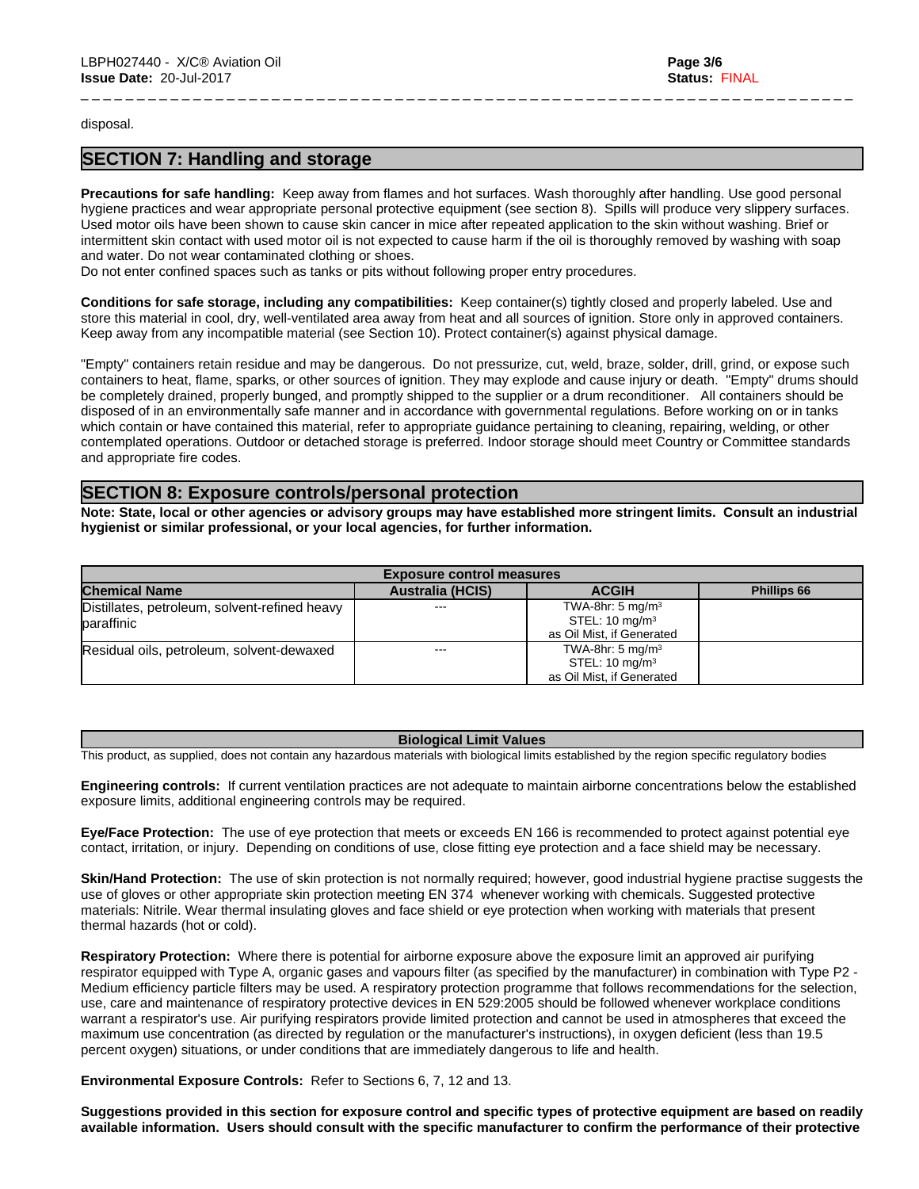disposal.

## SECTION 7: Handling and storage

**Precautions for safe handling:** Keep away from flames and hot surfaces. Wash thoroughly after handling. Use good personal hygiene practices and wear appropriate personal protective equipment (see section 8). Spills will produce very slippery surfaces. Used motor oils have been shown to cause skin cancer in mice after repeated application to the skin without washing. Brief or intermittent skin contact with used motor oil is not expected to cause harm if the oil is thoroughly removed by washing with soap and water. Do not wear contaminated clothing or shoes.
Do not enter confined spaces such as tanks or pits without following proper entry procedures.

**Conditions for safe storage, including any compatibilities:** Keep container(s) tightly closed and properly labeled. Use and store this material in cool, dry, well-ventilated area away from heat and all sources of ignition. Store only in approved containers. Keep away from any incompatible material (see Section 10). Protect container(s) against physical damage.

"Empty" containers retain residue and may be dangerous. Do not pressurize, cut, weld, braze, solder, drill, grind, or expose such containers to heat, flame, sparks, or other sources of ignition. They may explode and cause injury or death. "Empty" drums should be completely drained, properly bunged, and promptly shipped to the supplier or a drum reconditioner. All containers should be disposed of in an environmentally safe manner and in accordance with governmental regulations. Before working on or in tanks which contain or have contained this material, refer to appropriate guidance pertaining to cleaning, repairing, welding, or other contemplated operations. Outdoor or detached storage is preferred. Indoor storage should meet Country or Committee standards and appropriate fire codes.

## SECTION 8: Exposure controls/personal protection

**Note: State, local or other agencies or advisory groups may have established more stringent limits. Consult an industrial hygienist or similar professional, or your local agencies, for further information.**

| Exposure control measures | | | |
|---|---|---|---|
| **Chemical Name** | **Australia (HCIS)** | **ACGIH** | **Phillips 66** |
| Distillates, petroleum, solvent-refined heavy paraffinic | --- | TWA-8hr: 5 mg/m³<br>STEL: 10 mg/m³<br>as Oil Mist, if Generated | |
| Residual oils, petroleum, solvent-dewaxed | --- | TWA-8hr: 5 mg/m³<br>STEL: 10 mg/m³<br>as Oil Mist, if Generated | |

| Biological Limit Values |
|---|
| This product, as supplied, does not contain any hazardous materials with biological limits established by the region specific regulatory bodies |

**Engineering controls:** If current ventilation practices are not adequate to maintain airborne concentrations below the established exposure limits, additional engineering controls may be required.

**Eye/Face Protection:** The use of eye protection that meets or exceeds EN 166 is recommended to protect against potential eye contact, irritation, or injury. Depending on conditions of use, close fitting eye protection and a face shield may be necessary.

**Skin/Hand Protection:** The use of skin protection is not normally required; however, good industrial hygiene practise suggests the use of gloves or other appropriate skin protection meeting EN 374 whenever working with chemicals. Suggested protective materials: Nitrile. Wear thermal insulating gloves and face shield or eye protection when working with materials that present thermal hazards (hot or cold).

**Respiratory Protection:** Where there is potential for airborne exposure above the exposure limit an approved air purifying respirator equipped with Type A, organic gases and vapours filter (as specified by the manufacturer) in combination with Type P2 - Medium efficiency particle filters may be used. A respiratory protection programme that follows recommendations for the selection, use, care and maintenance of respiratory protective devices in EN 529:2005 should be followed whenever workplace conditions warrant a respirator's use. Air purifying respirators provide limited protection and cannot be used in atmospheres that exceed the maximum use concentration (as directed by regulation or the manufacturer's instructions), in oxygen deficient (less than 19.5 percent oxygen) situations, or under conditions that are immediately dangerous to life and health.

**Environmental Exposure Controls:** Refer to Sections 6, 7, 12 and 13.

**Suggestions provided in this section for exposure control and specific types of protective equipment are based on readily available information. Users should consult with the specific manufacturer to confirm the performance of their protective**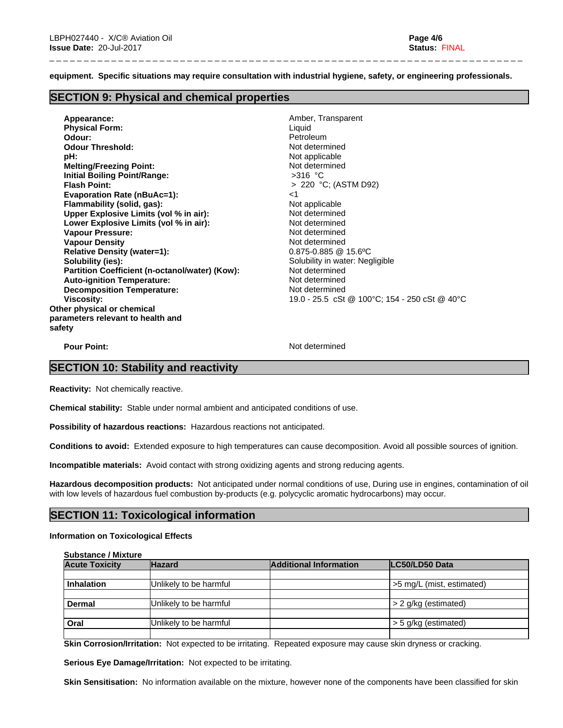**equipment. Specific situations may require consultation with industrial hygiene, safety, or engineering professionals.**

## SECTION 9: Physical and chemical properties

| | |
|---|---|
| **Appearance:** | Amber, Transparent |
| **Physical Form:** | Liquid |
| **Odour:** | Petroleum |
| **Odour Threshold:** | Not determined |
| **pH:** | Not applicable |
| **Melting/Freezing Point:** | Not determined |
| **Initial Boiling Point/Range:** | >316 °C |
| **Flash Point:** | > 220 °C; (ASTM D92) |
| **Evaporation Rate (nBuAc=1):** | <1 |
| **Flammability (solid, gas):** | Not applicable |
| **Upper Explosive Limits (vol % in air):** | Not determined |
| **Lower Explosive Limits (vol % in air):** | Not determined |
| **Vapour Pressure:** | Not determined |
| **Vapour Density** | Not determined |
| **Relative Density (water=1):** | 0.875-0.885 @ 15.6ºC |
| **Solubility (ies):** | Solubility in water: Negligible |
| **Partition Coefficient (n-octanol/water) (Kow):** | Not determined |
| **Auto-ignition Temperature:** | Not determined |
| **Decomposition Temperature:** | Not determined |
| **Viscosity:** | 19.0 - 25.5 cSt @ 100°C; 154 - 250 cSt @ 40°C |

**Other physical or chemical parameters relevant to health and safety**

| | |
|---|---|
| **Pour Point:** | Not determined |

## SECTION 10: Stability and reactivity

**Reactivity:** Not chemically reactive.

**Chemical stability:** Stable under normal ambient and anticipated conditions of use.

**Possibility of hazardous reactions:** Hazardous reactions not anticipated.

**Conditions to avoid:** Extended exposure to high temperatures can cause decomposition. Avoid all possible sources of ignition.

**Incompatible materials:** Avoid contact with strong oxidizing agents and strong reducing agents.

**Hazardous decomposition products:** Not anticipated under normal conditions of use, During use in engines, contamination of oil with low levels of hazardous fuel combustion by-products (e.g. polycyclic aromatic hydrocarbons) may occur.

## SECTION 11: Toxicological information

**Information on Toxicological Effects**

**Substance / Mixture**

| Acute Toxicity | Hazard | Additional Information | LC50/LD50 Data |
|---|---|---|---|
| **Inhalation** | Unlikely to be harmful | | >5 mg/L (mist, estimated) |
| **Dermal** | Unlikely to be harmful | | > 2 g/kg (estimated) |
| **Oral** | Unlikely to be harmful | | > 5 g/kg (estimated) |

**Skin Corrosion/Irritation:** Not expected to be irritating. Repeated exposure may cause skin dryness or cracking.

**Serious Eye Damage/Irritation:** Not expected to be irritating.

**Skin Sensitisation:** No information available on the mixture, however none of the components have been classified for skin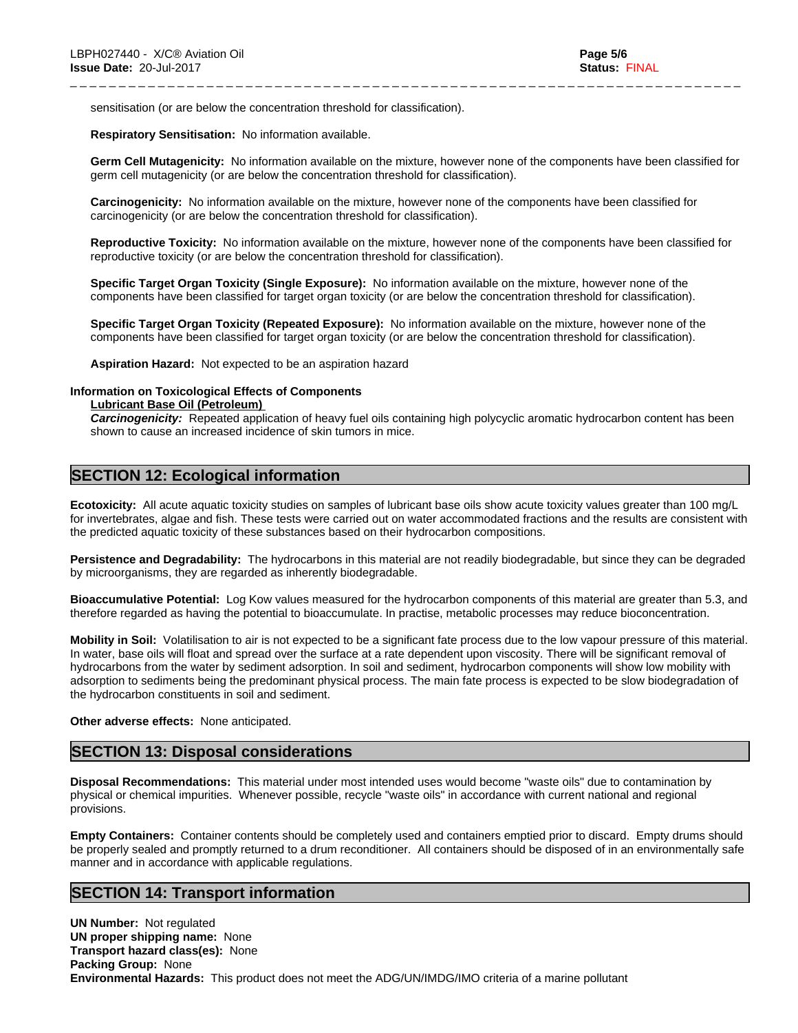sensitisation (or are below the concentration threshold for classification).

**Respiratory Sensitisation:** No information available.

**Germ Cell Mutagenicity:** No information available on the mixture, however none of the components have been classified for germ cell mutagenicity (or are below the concentration threshold for classification).

**Carcinogenicity:** No information available on the mixture, however none of the components have been classified for carcinogenicity (or are below the concentration threshold for classification).

**Reproductive Toxicity:** No information available on the mixture, however none of the components have been classified for reproductive toxicity (or are below the concentration threshold for classification).

**Specific Target Organ Toxicity (Single Exposure):** No information available on the mixture, however none of the components have been classified for target organ toxicity (or are below the concentration threshold for classification).

**Specific Target Organ Toxicity (Repeated Exposure):** No information available on the mixture, however none of the components have been classified for target organ toxicity (or are below the concentration threshold for classification).

**Aspiration Hazard:** Not expected to be an aspiration hazard

**Information on Toxicological Effects of Components**

**Lubricant Base Oil (Petroleum)**

***Carcinogenicity:*** Repeated application of heavy fuel oils containing high polycyclic aromatic hydrocarbon content has been shown to cause an increased incidence of skin tumors in mice.

## SECTION 12: Ecological information

**Ecotoxicity:** All acute aquatic toxicity studies on samples of lubricant base oils show acute toxicity values greater than 100 mg/L for invertebrates, algae and fish. These tests were carried out on water accommodated fractions and the results are consistent with the predicted aquatic toxicity of these substances based on their hydrocarbon compositions.

**Persistence and Degradability:** The hydrocarbons in this material are not readily biodegradable, but since they can be degraded by microorganisms, they are regarded as inherently biodegradable.

**Bioaccumulative Potential:** Log Kow values measured for the hydrocarbon components of this material are greater than 5.3, and therefore regarded as having the potential to bioaccumulate. In practise, metabolic processes may reduce bioconcentration.

**Mobility in Soil:** Volatilisation to air is not expected to be a significant fate process due to the low vapour pressure of this material. In water, base oils will float and spread over the surface at a rate dependent upon viscosity. There will be significant removal of hydrocarbons from the water by sediment adsorption. In soil and sediment, hydrocarbon components will show low mobility with adsorption to sediments being the predominant physical process. The main fate process is expected to be slow biodegradation of the hydrocarbon constituents in soil and sediment.

**Other adverse effects:** None anticipated.

## SECTION 13: Disposal considerations

**Disposal Recommendations:** This material under most intended uses would become "waste oils" due to contamination by physical or chemical impurities. Whenever possible, recycle "waste oils" in accordance with current national and regional provisions.

**Empty Containers:** Container contents should be completely used and containers emptied prior to discard. Empty drums should be properly sealed and promptly returned to a drum reconditioner. All containers should be disposed of in an environmentally safe manner and in accordance with applicable regulations.

## SECTION 14: Transport information

**UN Number:** Not regulated
**UN proper shipping name:** None
**Transport hazard class(es):** None
**Packing Group:** None
**Environmental Hazards:** This product does not meet the ADG/UN/IMDG/IMO criteria of a marine pollutant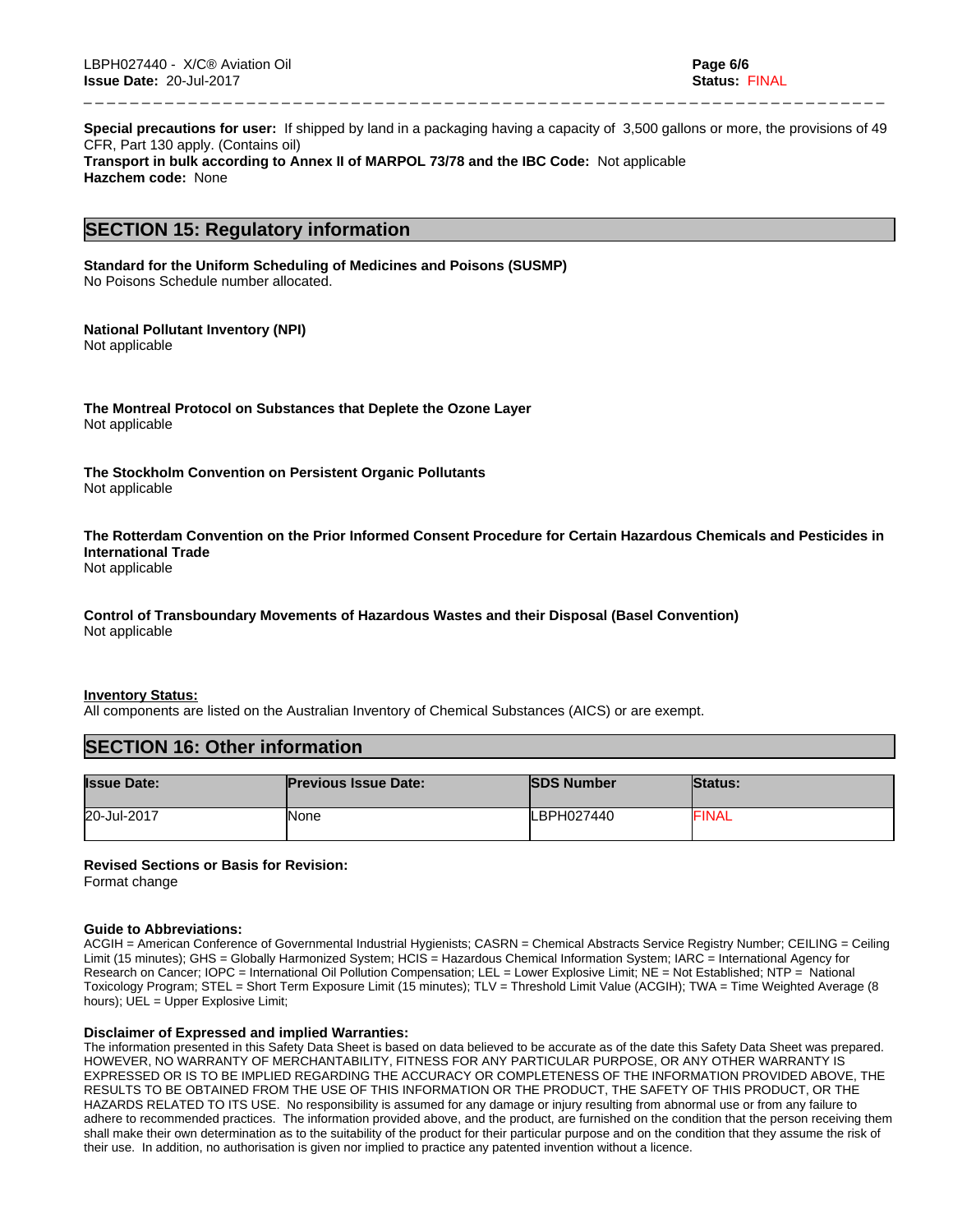**Special precautions for user:** If shipped by land in a packaging having a capacity of 3,500 gallons or more, the provisions of 49 CFR, Part 130 apply. (Contains oil)
**Transport in bulk according to Annex II of MARPOL 73/78 and the IBC Code:** Not applicable
**Hazchem code:** None

## SECTION 15: Regulatory information

**Standard for the Uniform Scheduling of Medicines and Poisons (SUSMP)**
No Poisons Schedule number allocated.

**National Pollutant Inventory (NPI)**
Not applicable

**The Montreal Protocol on Substances that Deplete the Ozone Layer**
Not applicable

**The Stockholm Convention on Persistent Organic Pollutants**
Not applicable

**The Rotterdam Convention on the Prior Informed Consent Procedure for Certain Hazardous Chemicals and Pesticides in International Trade**
Not applicable

**Control of Transboundary Movements of Hazardous Wastes and their Disposal (Basel Convention)**
Not applicable

**Inventory Status:**
All components are listed on the Australian Inventory of Chemical Substances (AICS) or are exempt.

## SECTION 16: Other information

| Issue Date: | Previous Issue Date: | SDS Number | Status: |
|---|---|---|---|
| 20-Jul-2017 | None | LBPH027440 | FINAL |

**Revised Sections or Basis for Revision:**
Format change

**Guide to Abbreviations:**
ACGIH = American Conference of Governmental Industrial Hygienists; CASRN = Chemical Abstracts Service Registry Number; CEILING = Ceiling Limit (15 minutes); GHS = Globally Harmonized System; HCIS = Hazardous Chemical Information System; IARC = International Agency for Research on Cancer; IOPC = International Oil Pollution Compensation; LEL = Lower Explosive Limit; NE = Not Established; NTP = National Toxicology Program; STEL = Short Term Exposure Limit (15 minutes); TLV = Threshold Limit Value (ACGIH); TWA = Time Weighted Average (8 hours); UEL = Upper Explosive Limit;

**Disclaimer of Expressed and implied Warranties:**
The information presented in this Safety Data Sheet is based on data believed to be accurate as of the date this Safety Data Sheet was prepared. HOWEVER, NO WARRANTY OF MERCHANTABILITY, FITNESS FOR ANY PARTICULAR PURPOSE, OR ANY OTHER WARRANTY IS EXPRESSED OR IS TO BE IMPLIED REGARDING THE ACCURACY OR COMPLETENESS OF THE INFORMATION PROVIDED ABOVE, THE RESULTS TO BE OBTAINED FROM THE USE OF THIS INFORMATION OR THE PRODUCT, THE SAFETY OF THIS PRODUCT, OR THE HAZARDS RELATED TO ITS USE. No responsibility is assumed for any damage or injury resulting from abnormal use or from any failure to adhere to recommended practices. The information provided above, and the product, are furnished on the condition that the person receiving them shall make their own determination as to the suitability of the product for their particular purpose and on the condition that they assume the risk of their use. In addition, no authorisation is given nor implied to practice any patented invention without a licence.